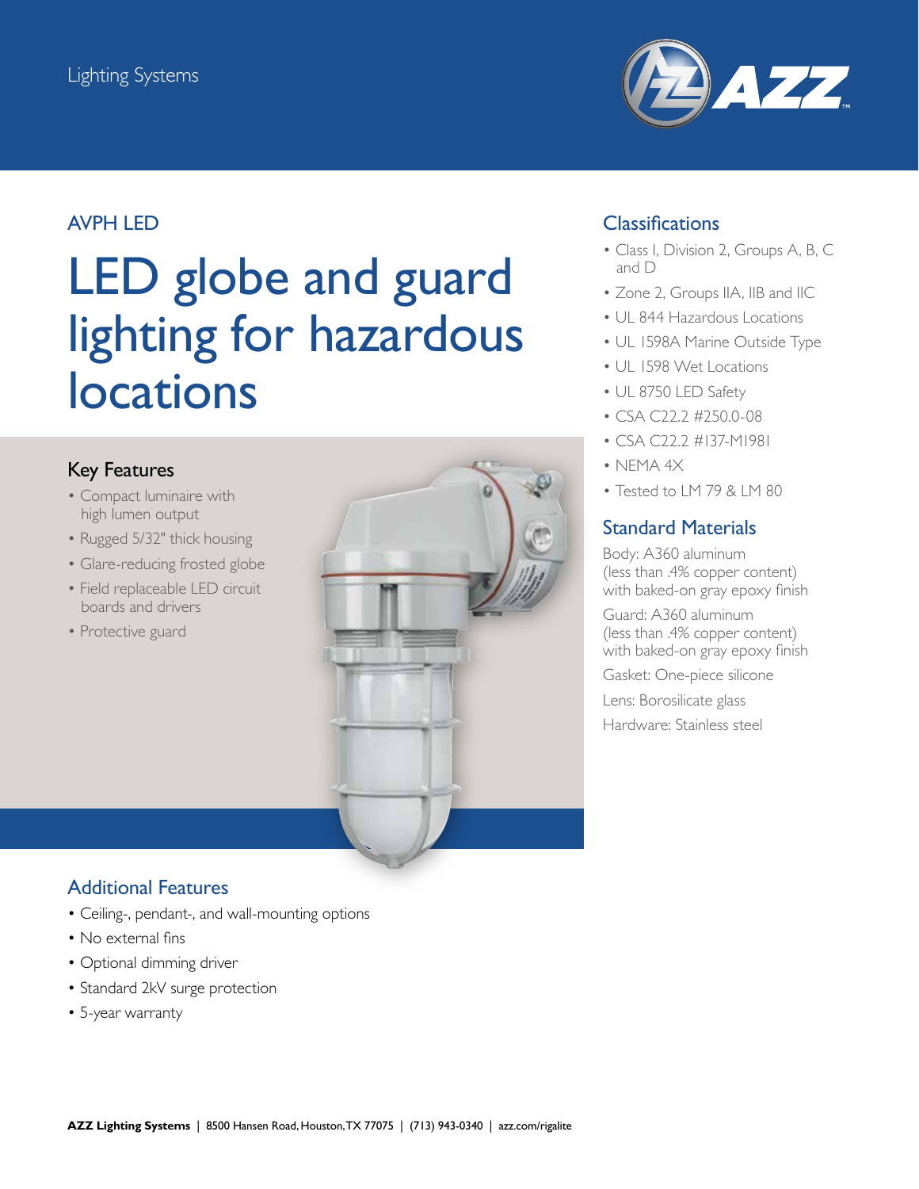Lighting Systems

AZZ

## AVPH LED

# LED globe and guard lighting for hazardous locations

### Key Features

- Compact luminaire with high lumen output
- Rugged 5/32" thick housing
- Glare-reducing frosted globe
- Field replaceable LED circuit boards and drivers
- Protective guard

### Classifications

- Class I, Division 2, Groups A, B, C and D
- Zone 2, Groups IIA, IIB and IIC
- UL 844 Hazardous Locations
- UL 1598A Marine Outside Type
- UL 1598 Wet Locations
- UL 8750 LED Safety
- CSA C22.2 #250.0-08
- CSA C22.2 #137-M1981
- NEMA 4X
- Tested to LM 79 & LM 80

### Standard Materials

Body: A360 aluminum (less than .4% copper content) with baked-on gray epoxy finish

Guard: A360 aluminum (less than .4% copper content) with baked-on gray epoxy finish

Gasket: One-piece silicone

Lens: Borosilicate glass

Hardware: Stainless steel

### Additional Features

- Ceiling-, pendant-, and wall-mounting options
- No external fins
- Optional dimming driver
- Standard 2kV surge protection
- 5-year warranty

**AZZ Lighting Systems** | 8500 Hansen Road, Houston, TX 77075 | (713) 943-0340 | azz.com/rigalite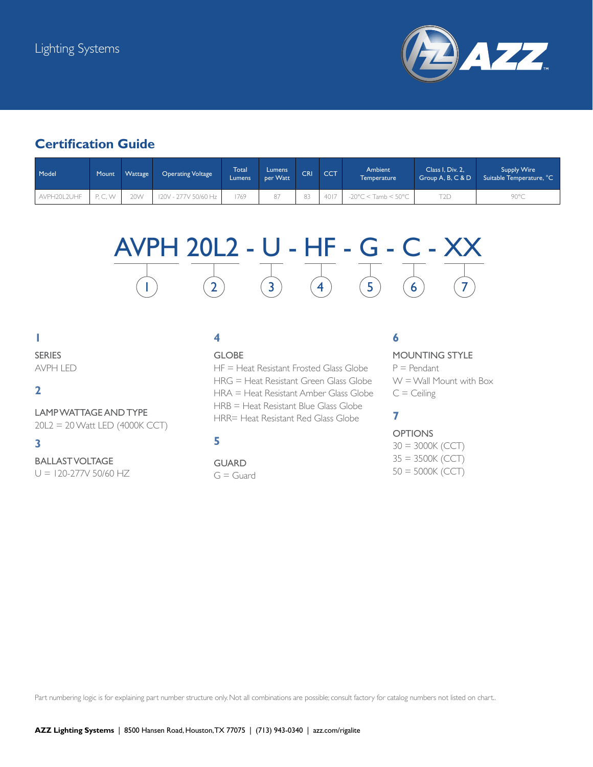Lighting Systems

## Certification Guide

| Model | Mount | Wattage | Operating Voltage | Total Lumens | Lumens per Watt | CRI | CCT | Ambient Temperature | Class I, Div. 2, Group A, B, C & D | Supply Wire Suitable Temperature, °C |
|---|---|---|---|---|---|---|---|---|---|---|
| AVPH20L2UHF | P, C, W | 20W | 120V - 277V 50/60 Hz | 1769 | 87 | 83 | 4017 | -20°C < Tamb < 50°C | T2D | 90°C |

AVPH 20L2 - U - HF - G - C - XX

1 2 3 4 5 6 7

**1**

SERIES
AVPH LED

**2**

LAMP WATTAGE AND TYPE
20L2 = 20 Watt LED (4000K CCT)

**3**

BALLAST VOLTAGE
U = 120-277V 50/60 HZ

**4**

GLOBE
HF = Heat Resistant Frosted Glass Globe
HRG = Heat Resistant Green Glass Globe
HRA = Heat Resistant Amber Glass Globe
HRB = Heat Resistant Blue Glass Globe
HRR= Heat Resistant Red Glass Globe

**5**

GUARD
G = Guard

**6**

MOUNTING STYLE
P = Pendant
W = Wall Mount with Box
C = Ceiling

**7**

OPTIONS
30 = 3000K (CCT)
35 = 3500K (CCT)
50 = 5000K (CCT)

Part numbering logic is for explaining part number structure only. Not all combinations are possible; consult factory for catalog numbers not listed on chart..

**AZZ Lighting Systems** | 8500 Hansen Road, Houston, TX 77075 | (713) 943-0340 | azz.com/rigalite